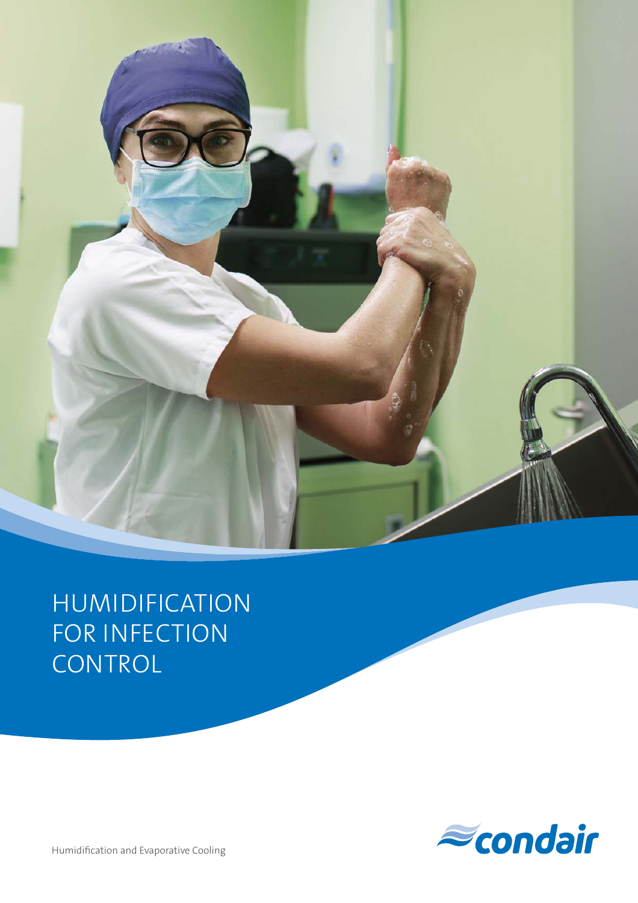# HUMIDIFICATION FOR INFECTION CONTROL

condair

Humidification and Evaporative Cooling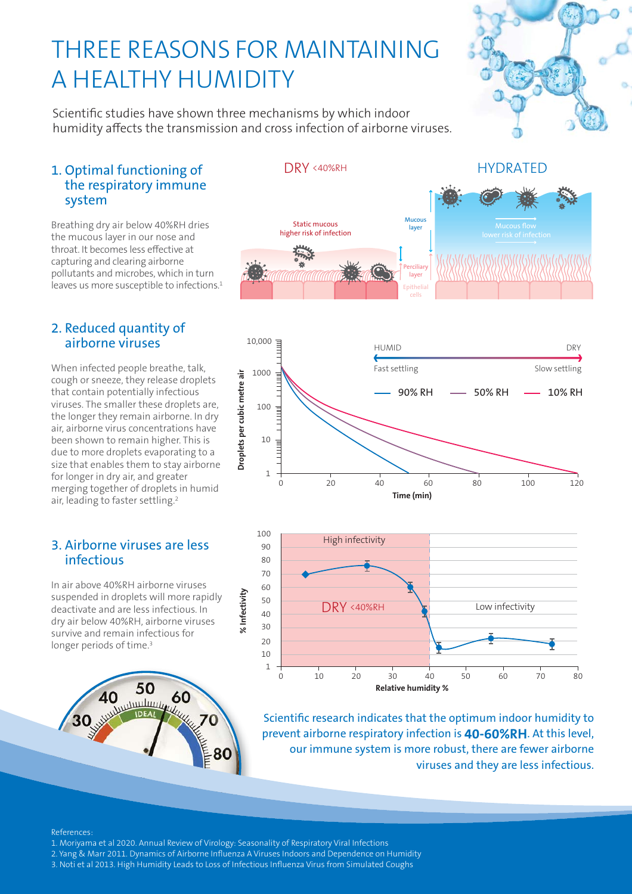# THREE REASONS FOR MAINTAINING A HEALTHY HUMIDITY

Scientific studies have shown three mechanisms by which indoor humidity affects the transmission and cross infection of airborne viruses.

## 1. Optimal functioning of the respiratory immune system

Breathing dry air below 40%RH dries the mucous layer in our nose and throat. It becomes less effective at capturing and clearing airborne pollutants and microbes, which in turn leaves us more susceptible to infections.[1]

DRY <40%RH — Static mucous, higher risk of infection

HYDRATED — Mucous flow, lower risk of infection

Mucous layer · Perciliary layer · Epithelial cells

## 2. Reduced quantity of airborne viruses

When infected people breathe, talk, cough or sneeze, they release droplets that contain potentially infectious viruses. The smaller these droplets are, the longer they remain airborne. In dry air, airborne virus concentrations have been shown to remain higher. This is due to more droplets evaporating to a size that enables them to stay airborne for longer in dry air, and greater merging together of droplets in humid air, leading to faster settling.[2]

HUMID (Fast settling) ← → DRY (Slow settling)

90% RH — 50% RH — 10% RH

Droplets per cubic metre air vs. Time (min)

## 3. Airborne viruses are less infectious

In air above 40%RH airborne viruses suspended in droplets will more rapidly deactivate and are less infectious. In dry air below 40%RH, airborne viruses survive and remain infectious for longer periods of time.[3]

High infectivity — DRY <40%RH — Low infectivity

% Infectivity vs. Relative humidity %

Scientific research indicates that the optimum indoor humidity to prevent airborne respiratory infection is **40-60%RH**. At this level, our immune system is more robust, there are fewer airborne viruses and they are less infectious.

References:

1. Moriyama et al 2020. Annual Review of Virology: Seasonality of Respiratory Viral Infections
2. Yang & Marr 2011. Dynamics of Airborne Influenza A Viruses Indoors and Dependence on Humidity
3. Noti et al 2013. High Humidity Leads to Loss of Infectious Influenza Virus from Simulated Coughs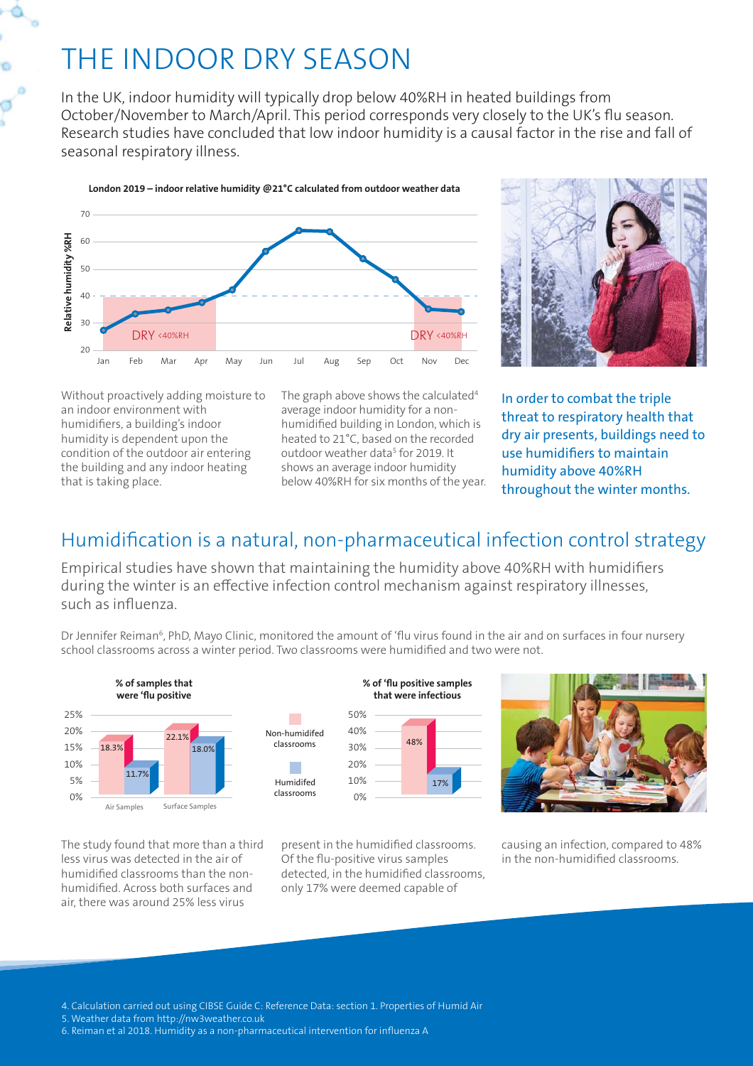# THE INDOOR DRY SEASON

In the UK, indoor humidity will typically drop below 40%RH in heated buildings from October/November to March/April. This period corresponds very closely to the UK's flu season. Research studies have concluded that low indoor humidity is a causal factor in the rise and fall of seasonal respiratory illness.

**London 2019 – indoor relative humidity @21°C calculated from outdoor weather data**

Without proactively adding moisture to an indoor environment with humidifiers, a building's indoor humidity is dependent upon the condition of the outdoor air entering the building and any indoor heating that is taking place.

The graph above shows the calculated[4] average indoor humidity for a non-humidified building in London, which is heated to 21°C, based on the recorded outdoor weather data[5] for 2019. It shows an average indoor humidity below 40%RH for six months of the year.

In order to combat the triple threat to respiratory health that dry air presents, buildings need to use humidifiers to maintain humidity above 40%RH throughout the winter months.

## Humidification is a natural, non-pharmaceutical infection control strategy

Empirical studies have shown that maintaining the humidity above 40%RH with humidifiers during the winter is an effective infection control mechanism against respiratory illnesses, such as influenza.

Dr Jennifer Reiman[6], PhD, Mayo Clinic, monitored the amount of 'flu virus found in the air and on surfaces in four nursery school classrooms across a winter period. Two classrooms were humidified and two were not.

**% of samples that were 'flu positive**

| | Non-humidifed classrooms | Humidifed classrooms |
|---|---|---|
| Air Samples | 18.3% | 11.7% |
| Surface Samples | 22.1% | 18.0% |

**% of 'flu positive samples that were infectious**

| Non-humidifed classrooms | Humidifed classrooms |
|---|---|
| 48% | 17% |

The study found that more than a third less virus was detected in the air of humidified classrooms than the non-humidified. Across both surfaces and air, there was around 25% less virus present in the humidified classrooms. Of the flu-positive virus samples detected, in the humidified classrooms, only 17% were deemed capable of causing an infection, compared to 48% in the non-humidified classrooms.

4. Calculation carried out using CIBSE Guide C: Reference Data: section 1. Properties of Humid Air
5. Weather data from http://nw3weather.co.uk
6. Reiman et al 2018. Humidity as a non-pharmaceutical intervention for influenza A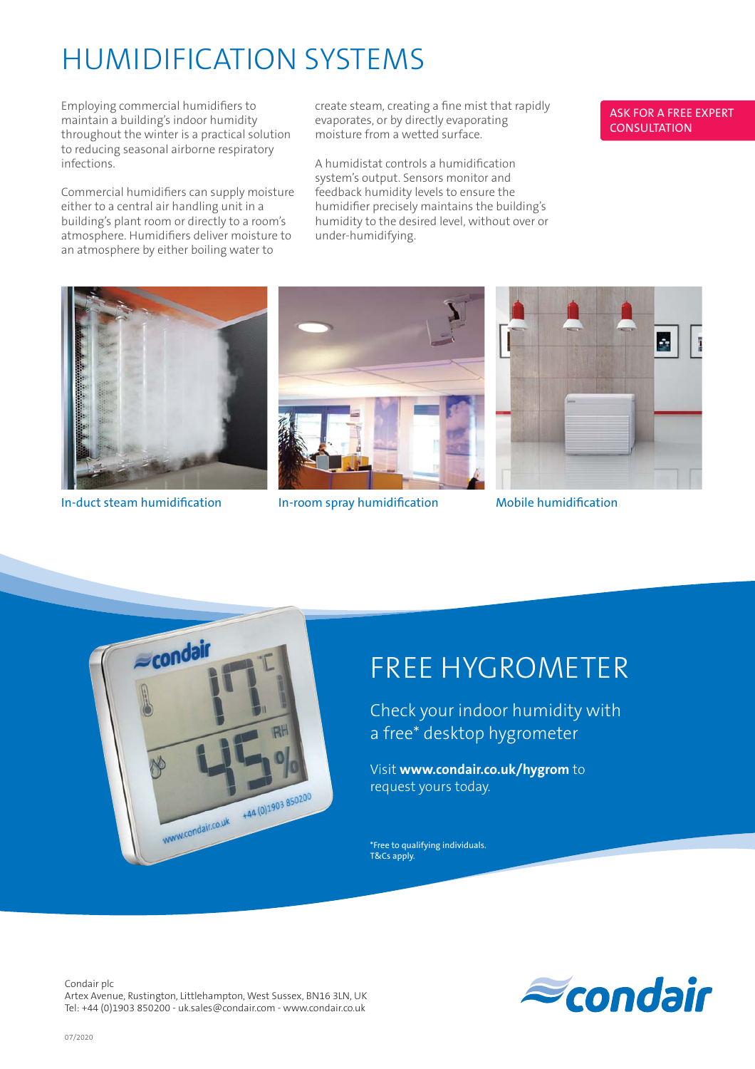# HUMIDIFICATION SYSTEMS

Employing commercial humidifiers to maintain a building's indoor humidity throughout the winter is a practical solution to reducing seasonal airborne respiratory infections.

Commercial humidifiers can supply moisture either to a central air handling unit in a building's plant room or directly to a room's atmosphere. Humidifiers deliver moisture to an atmosphere by either boiling water to create steam, creating a fine mist that rapidly evaporates, or by directly evaporating moisture from a wetted surface.

A humidistat controls a humidification system's output. Sensors monitor and feedback humidity levels to ensure the humidifier precisely maintains the building's humidity to the desired level, without over or under-humidifying.

ASK FOR A FREE EXPERT CONSULTATION

In-duct steam humidification

In-room spray humidification

Mobile humidification

## FREE HYGROMETER

Check your indoor humidity with a free* desktop hygrometer

Visit **www.condair.co.uk/hygrom** to request yours today.

*Free to qualifying individuals.
T&Cs apply.

Condair plc
Artex Avenue, Rustington, Littlehampton, West Sussex, BN16 3LN, UK
Tel: +44 (0)1903 850200 - uk.sales@condair.com - www.condair.co.uk

07/2020